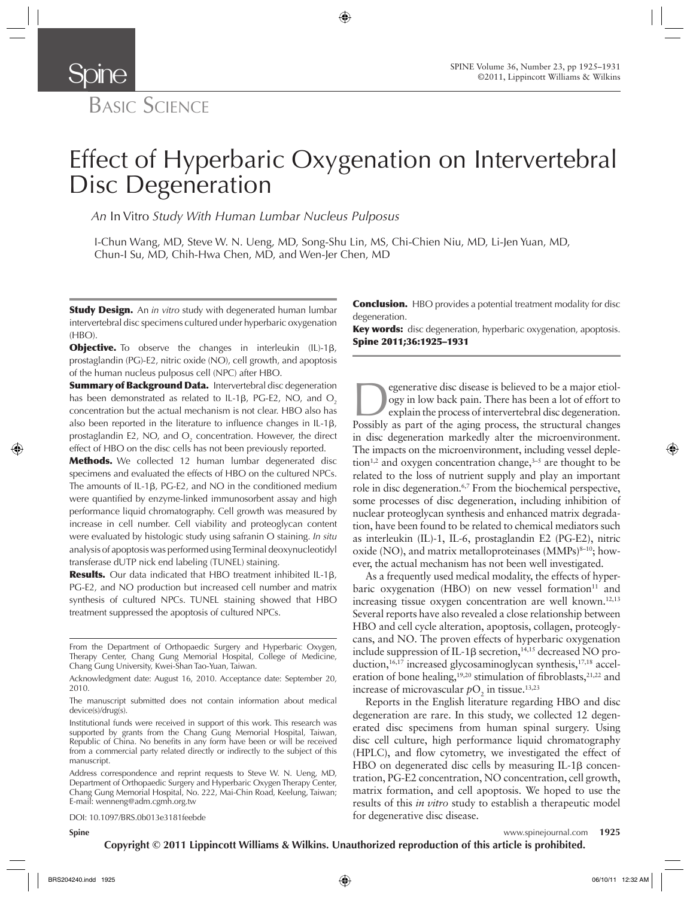# Effect of Hyperbaric Oxygenation on Intervertebral Disc Degeneration

*An In Vitro Study With Human Lumbar Nucleus Pulposus*

I-Chun Wang, MD, Steve W. N. Ueng, MD, Song-Shu Lin, MS, Chi-Chien Niu, MD, Li-Jen Yuan, MD, Chun-I Su, MD, Chih-Hwa Chen, MD, and Wen-Jer Chen, MD

**Study Design.** An *in vitro* study with degenerated human lumbar intervertebral disc specimens cultured under hyperbaric oxygenation (HBO).

**Objective.** To observe the changes in interleukin (IL)-1β, prostaglandin (PG)-E2, nitric oxide (NO), cell growth, and apoptosis of the human nucleus pulposus cell (NPC) after HBO.

**Summary of Background Data.** Intervertebral disc degeneration has been demonstrated as related to IL-1β, PG-E2, NO, and $O_2$ concentration but the actual mechanism is not clear. HBO also has also been reported in the literature to influence changes in IL-1β, prostaglandin E2, NO, and $O_2$ concentration. However, the direct effect of HBO on the disc cells has not been previously reported.

**Methods.** We collected 12 human lumbar degenerated disc specimens and evaluated the effects of HBO on the cultured NPCs. The amounts of IL-1β, PG-E2, and NO in the conditioned medium were quantified by enzyme-linked immunosorbent assay and high performance liquid chromatography. Cell growth was measured by increase in cell number. Cell viability and proteoglycan content were evaluated by histologic study using safranin O staining. *In situ* analysis of apoptosis was performed using Terminal deoxynucleotidyl transferase dUTP nick end labeling (TUNEL) staining.

**Results.** Our data indicated that HBO treatment inhibited IL-1β, PG-E2, and NO production but increased cell number and matrix synthesis of cultured NPCs. TUNEL staining showed that HBO treatment suppressed the apoptosis of cultured NPCs.

**Conclusion.** HBO provides a potential treatment modality for disc degeneration.

**Key words:** disc degeneration, hyperbaric oxygenation, apoptosis. **Spine 2011;36:1925–1931**

Degenerative disc disease is believed to be a major etiology in low back pain. There has been a lot of effort to explain the process of intervertebral disc degeneration. Possibly as part of the aging process, the structural changes in disc degeneration markedly alter the microenvironment. The impacts on the microenvironment, including vessel depletion[1,2] and oxygen concentration change,[3–5] are thought to be related to the loss of nutrient supply and play an important role in disc degeneration.[6,7] From the biochemical perspective, some processes of disc degeneration, including inhibition of nuclear proteoglycan synthesis and enhanced matrix degradation, have been found to be related to chemical mediators such as interleukin (IL)-1, IL-6, prostaglandin E2 (PG-E2), nitric oxide (NO), and matrix metalloproteinases (MMPs)[8–10]; however, the actual mechanism has not been well investigated.

As a frequently used medical modality, the effects of hyperbaric oxygenation (HBO) on new vessel formation[11] and increasing tissue oxygen concentration are well known.[12,13] Several reports have also revealed a close relationship between HBO and cell cycle alteration, apoptosis, collagen, proteoglycans, and NO. The proven effects of hyperbaric oxygenation include suppression of IL-1β secretion,[14,15] decreased NO production,[16,17] increased glycosaminoglycan synthesis,[17,18] acceleration of bone healing,[19,20] stimulation of fibroblasts,[21,22] and increase of microvascular $pO_2$ in tissue.[13,23]

Reports in the English literature regarding HBO and disc degeneration are rare. In this study, we collected 12 degenerated disc specimens from human spinal surgery. Using disc cell culture, high performance liquid chromatography (HPLC), and flow cytometry, we investigated the effect of HBO on degenerated disc cells by measuring IL-1β concentration, PG-E2 concentration, NO concentration, cell growth, matrix formation, and cell apoptosis. We hoped to use the results of this *in vitro* study to establish a therapeutic model for degenerative disc disease.

From the Department of Orthopaedic Surgery and Hyperbaric Oxygen, Therapy Center, Chang Gung Memorial Hospital, College of Medicine, Chang Gung University, Kwei-Shan Tao-Yuan, Taiwan.

Acknowledgment date: August 16, 2010. Acceptance date: September 20, 2010.

The manuscript submitted does not contain information about medical device(s)/drug(s).

Institutional funds were received in support of this work. This research was supported by grants from the Chang Gung Memorial Hospital, Taiwan, Republic of China. No benefits in any form have been or will be received from a commercial party related directly or indirectly to the subject of this manuscript.

Address correspondence and reprint requests to Steve W. N. Ueng, MD, Department of Orthopaedic Surgery and Hyperbaric Oxygen Therapy Center, Chang Gung Memorial Hospital, No. 222, Mai-Chin Road, Keelung, Taiwan; E-mail: wenneng@adm.cgmh.org.tw

DOI: 10.1097/BRS.0b013e3181feebde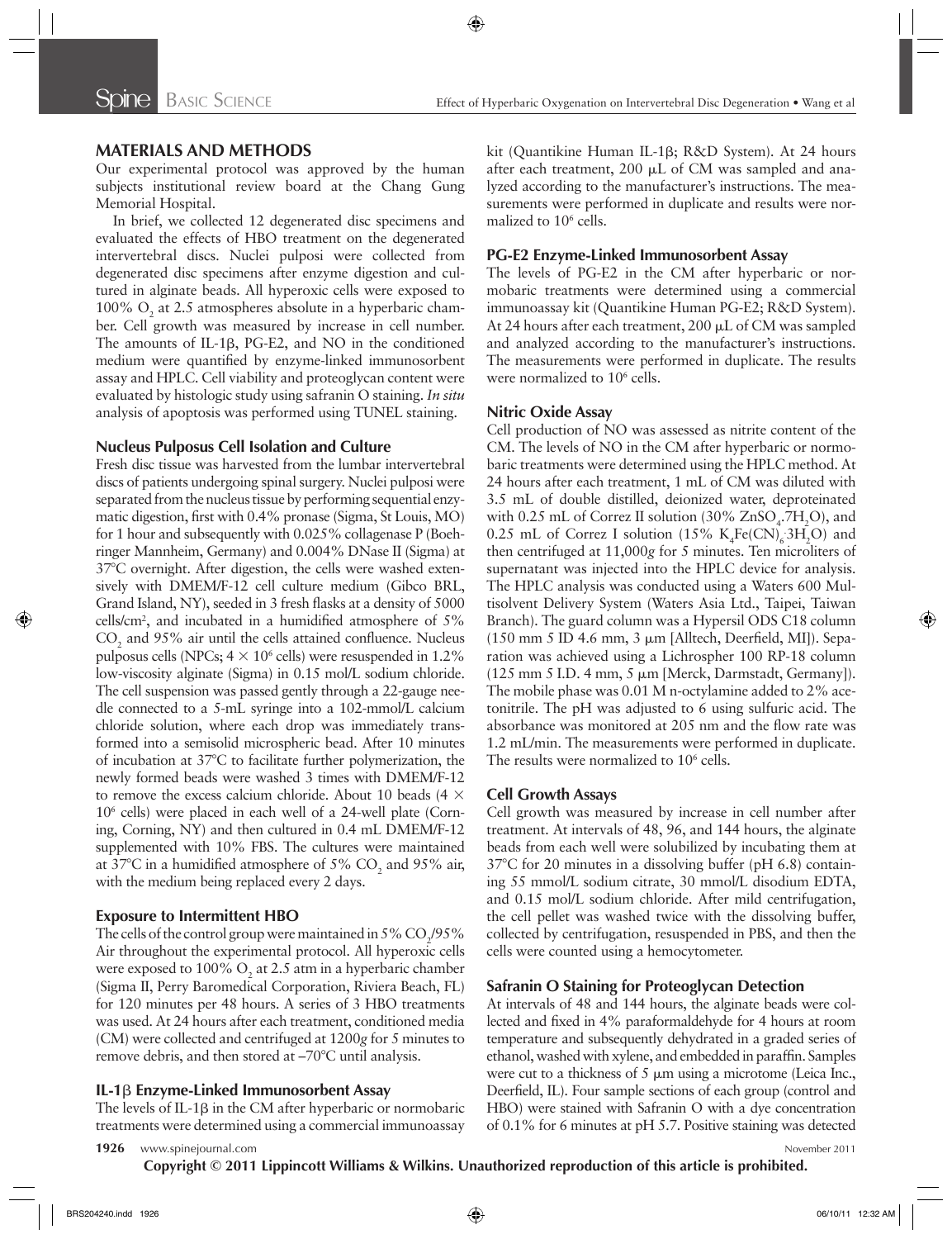## MATERIALS AND METHODS

Our experimental protocol was approved by the human subjects institutional review board at the Chang Gung Memorial Hospital.

In brief, we collected 12 degenerated disc specimens and evaluated the effects of HBO treatment on the degenerated intervertebral discs. Nuclei pulposi were collected from degenerated disc specimens after enzyme digestion and cultured in alginate beads. All hyperoxic cells were exposed to 100% $O_2$ at 2.5 atmospheres absolute in a hyperbaric chamber. Cell growth was measured by increase in cell number. The amounts of IL-1β, PG-E2, and NO in the conditioned medium were quantified by enzyme-linked immunosorbent assay and HPLC. Cell viability and proteoglycan content were evaluated by histologic study using safranin O staining. *In situ* analysis of apoptosis was performed using TUNEL staining.

### Nucleus Pulposus Cell Isolation and Culture

Fresh disc tissue was harvested from the lumbar intervertebral discs of patients undergoing spinal surgery. Nuclei pulposi were separated from the nucleus tissue by performing sequential enzymatic digestion, first with 0.4% pronase (Sigma, St Louis, MO) for 1 hour and subsequently with 0.025% collagenase P (Boehringer Mannheim, Germany) and 0.004% DNase II (Sigma) at 37°C overnight. After digestion, the cells were washed extensively with DMEM/F-12 cell culture medium (Gibco BRL, Grand Island, NY), seeded in 3 fresh flasks at a density of 5000 cells/cm², and incubated in a humidified atmosphere of 5% $CO_2$ and 95% air until the cells attained confluence. Nucleus pulposus cells (NPCs; $4 \times 10^6$ cells) were resuspended in 1.2% low-viscosity alginate (Sigma) in 0.15 mol/L sodium chloride. The cell suspension was passed gently through a 22-gauge needle connected to a 5-mL syringe into a 102-mmol/L calcium chloride solution, where each drop was immediately transformed into a semisolid microspheric bead. After 10 minutes of incubation at 37°C to facilitate further polymerization, the newly formed beads were washed 3 times with DMEM/F-12 to remove the excess calcium chloride. About 10 beads ($4 \times 10^6$ cells) were placed in each well of a 24-well plate (Corning, Corning, NY) and then cultured in 0.4 mL DMEM/F-12 supplemented with 10% FBS. The cultures were maintained at 37°C in a humidified atmosphere of 5% $CO_2$ and 95% air, with the medium being replaced every 2 days.

### Exposure to Intermittent HBO

The cells of the control group were maintained in 5% $CO_2$/95% Air throughout the experimental protocol. All hyperoxic cells were exposed to 100% $O_2$ at 2.5 atm in a hyperbaric chamber (Sigma II, Perry Baromedical Corporation, Riviera Beach, FL) for 120 minutes per 48 hours. A series of 3 HBO treatments was used. At 24 hours after each treatment, conditioned media (CM) were collected and centrifuged at 1200*g* for 5 minutes to remove debris, and then stored at −70°C until analysis.

### IL-1β Enzyme-Linked Immunosorbent Assay

The levels of IL-1β in the CM after hyperbaric or normobaric treatments were determined using a commercial immunoassay kit (Quantikine Human IL-1β; R&D System). At 24 hours after each treatment, 200 μL of CM was sampled and analyzed according to the manufacturer's instructions. The measurements were performed in duplicate and results were normalized to $10^6$ cells.

### PG-E2 Enzyme-Linked Immunosorbent Assay

The levels of PG-E2 in the CM after hyperbaric or normobaric treatments were determined using a commercial immunoassay kit (Quantikine Human PG-E2; R&D System). At 24 hours after each treatment, 200 μL of CM was sampled and analyzed according to the manufacturer's instructions. The measurements were performed in duplicate. The results were normalized to $10^6$ cells.

### Nitric Oxide Assay

Cell production of NO was assessed as nitrite content of the CM. The levels of NO in the CM after hyperbaric or normobaric treatments were determined using the HPLC method. At 24 hours after each treatment, 1 mL of CM was diluted with 3.5 mL of double distilled, deionized water, deproteinated with 0.25 mL of Correz II solution (30% $ZnSO_4 \cdot 7H_2O$), and 0.25 mL of Correz I solution (15% $K_4Fe(CN)_6 \cdot 3H_2O$) and then centrifuged at 11,000*g* for 5 minutes. Ten microliters of supernatant was injected into the HPLC device for analysis. The HPLC analysis was conducted using a Waters 600 Multisolvent Delivery System (Waters Asia Ltd., Taipei, Taiwan Branch). The guard column was a Hypersil ODS C18 column (150 mm 5 ID 4.6 mm, 3 μm [Alltech, Deerfield, MI]). Separation was achieved using a Lichrospher 100 RP-18 column (125 mm 5 I.D. 4 mm, 5 μm [Merck, Darmstadt, Germany]). The mobile phase was 0.01 M n-octylamine added to 2% acetonitrile. The pH was adjusted to 6 using sulfuric acid. The absorbance was monitored at 205 nm and the flow rate was 1.2 mL/min. The measurements were performed in duplicate. The results were normalized to $10^6$ cells.

### Cell Growth Assays

Cell growth was measured by increase in cell number after treatment. At intervals of 48, 96, and 144 hours, the alginate beads from each well were solubilized by incubating them at 37°C for 20 minutes in a dissolving buffer (pH 6.8) containing 55 mmol/L sodium citrate, 30 mmol/L disodium EDTA, and 0.15 mol/L sodium chloride. After mild centrifugation, the cell pellet was washed twice with the dissolving buffer, collected by centrifugation, resuspended in PBS, and then the cells were counted using a hemocytometer.

### Safranin O Staining for Proteoglycan Detection

At intervals of 48 and 144 hours, the alginate beads were collected and fixed in 4% paraformaldehyde for 4 hours at room temperature and subsequently dehydrated in a graded series of ethanol, washed with xylene, and embedded in paraffin. Samples were cut to a thickness of 5 μm using a microtome (Leica Inc., Deerfield, IL). Four sample sections of each group (control and HBO) were stained with Safranin O with a dye concentration of 0.1% for 6 minutes at pH 5.7. Positive staining was detected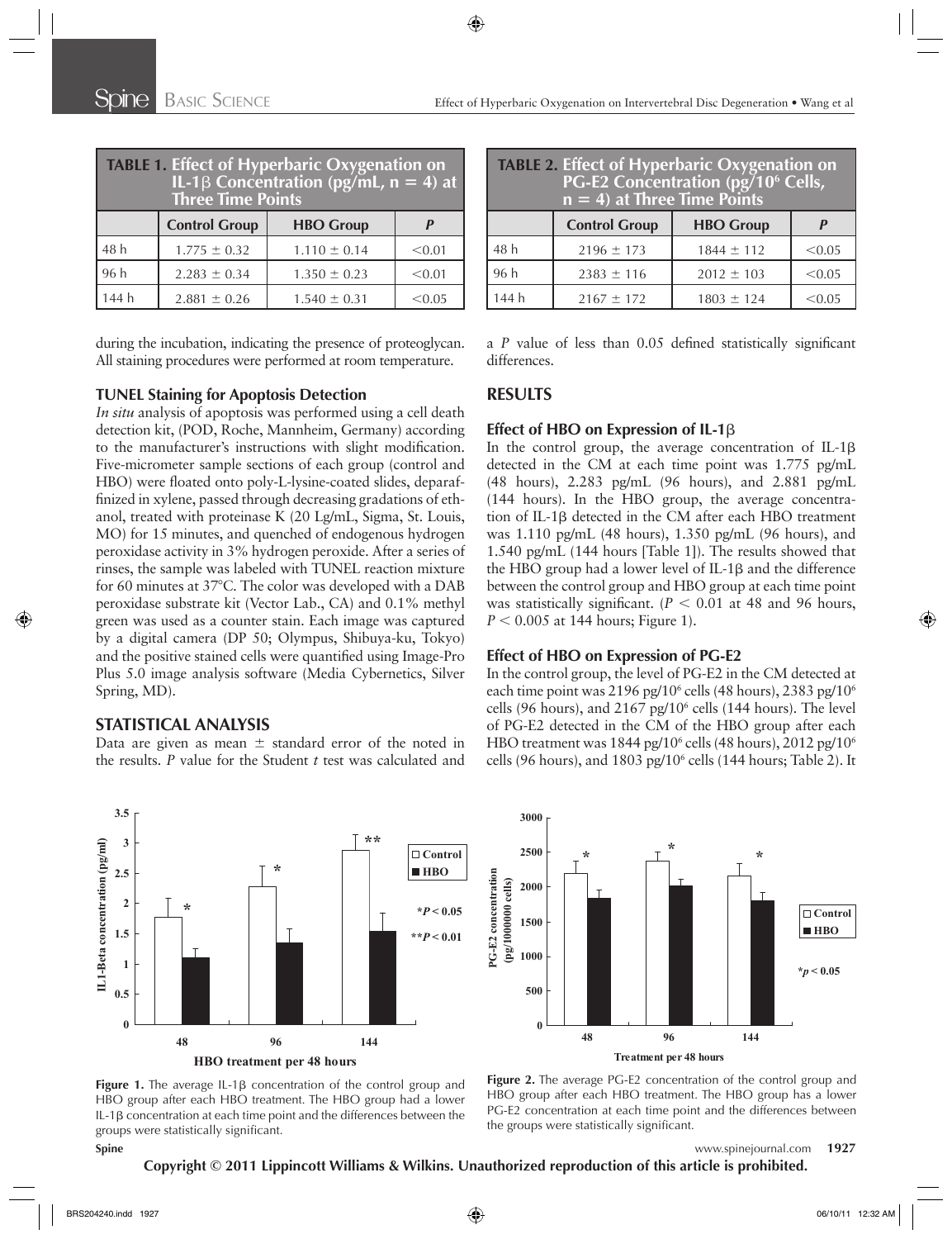**TABLE 1.** Effect of Hyperbaric Oxygenation on IL-1β Concentration (pg/mL, n = 4) at Three Time Points

| | Control Group | HBO Group | *P* |
|---|---|---|---|
| 48 h | 1.775 ± 0.32 | 1.110 ± 0.14 | <0.01 |
| 96 h | 2.283 ± 0.34 | 1.350 ± 0.23 | <0.01 |
| 144 h | 2.881 ± 0.26 | 1.540 ± 0.31 | <0.05 |

**TABLE 2.** Effect of Hyperbaric Oxygenation on PG-E2 Concentration (pg/$10^6$ Cells, n = 4) at Three Time Points

| | Control Group | HBO Group | *P* |
|---|---|---|---|
| 48 h | 2196 ± 173 | 1844 ± 112 | <0.05 |
| 96 h | 2383 ± 116 | 2012 ± 103 | <0.05 |
| 144 h | 2167 ± 172 | 1803 ± 124 | <0.05 |

during the incubation, indicating the presence of proteoglycan. All staining procedures were performed at room temperature.

### TUNEL Staining for Apoptosis Detection

*In situ* analysis of apoptosis was performed using a cell death detection kit, (POD, Roche, Mannheim, Germany) according to the manufacturer's instructions with slight modification. Five-micrometer sample sections of each group (control and HBO) were floated onto poly-L-lysine-coated slides, deparaffinized in xylene, passed through decreasing gradations of ethanol, treated with proteinase K (20 Lg/mL, Sigma, St. Louis, MO) for 15 minutes, and quenched of endogenous hydrogen peroxidase activity in 3% hydrogen peroxide. After a series of rinses, the sample was labeled with TUNEL reaction mixture for 60 minutes at 37°C. The color was developed with a DAB peroxidase substrate kit (Vector Lab., CA) and 0.1% methyl green was used as a counter stain. Each image was captured by a digital camera (DP 50; Olympus, Shibuya-ku, Tokyo) and the positive stained cells were quantified using Image-Pro Plus 5.0 image analysis software (Media Cybernetics, Silver Spring, MD).

## STATISTICAL ANALYSIS

Data are given as mean ± standard error of the noted in the results. *P* value for the Student *t* test was calculated and a *P* value of less than 0.05 defined statistically significant differences.

## RESULTS

### Effect of HBO on Expression of IL-1β

In the control group, the average concentration of IL-1β detected in the CM at each time point was 1.775 pg/mL (48 hours), 2.283 pg/mL (96 hours), and 2.881 pg/mL (144 hours). In the HBO group, the average concentration of IL-1β detected in the CM after each HBO treatment was 1.110 pg/mL (48 hours), 1.350 pg/mL (96 hours), and 1.540 pg/mL (144 hours [Table 1]). The results showed that the HBO group had a lower level of IL-1β and the difference between the control group and HBO group at each time point was statistically significant. ($P < 0.01$ at 48 and 96 hours, $P < 0.005$ at 144 hours; Figure 1).

### Effect of HBO on Expression of PG-E2

In the control group, the level of PG-E2 in the CM detected at each time point was 2196 pg/$10^6$ cells (48 hours), 2383 pg/$10^6$ cells (96 hours), and 2167 pg/$10^6$ cells (144 hours). The level of PG-E2 detected in the CM of the HBO group after each HBO treatment was 1844 pg/$10^6$ cells (48 hours), 2012 pg/$10^6$ cells (96 hours), and 1803 pg/$10^6$ cells (144 hours; Table 2). It

**Figure 1.** The average IL-1β concentration of the control group and HBO group after each HBO treatment. The HBO group had a lower IL-1β concentration at each time point and the differences between the groups were statistically significant.

**Figure 2.** The average PG-E2 concentration of the control group and HBO group after each HBO treatment. The HBO group has a lower PG-E2 concentration at each time point and the differences between the groups were statistically significant.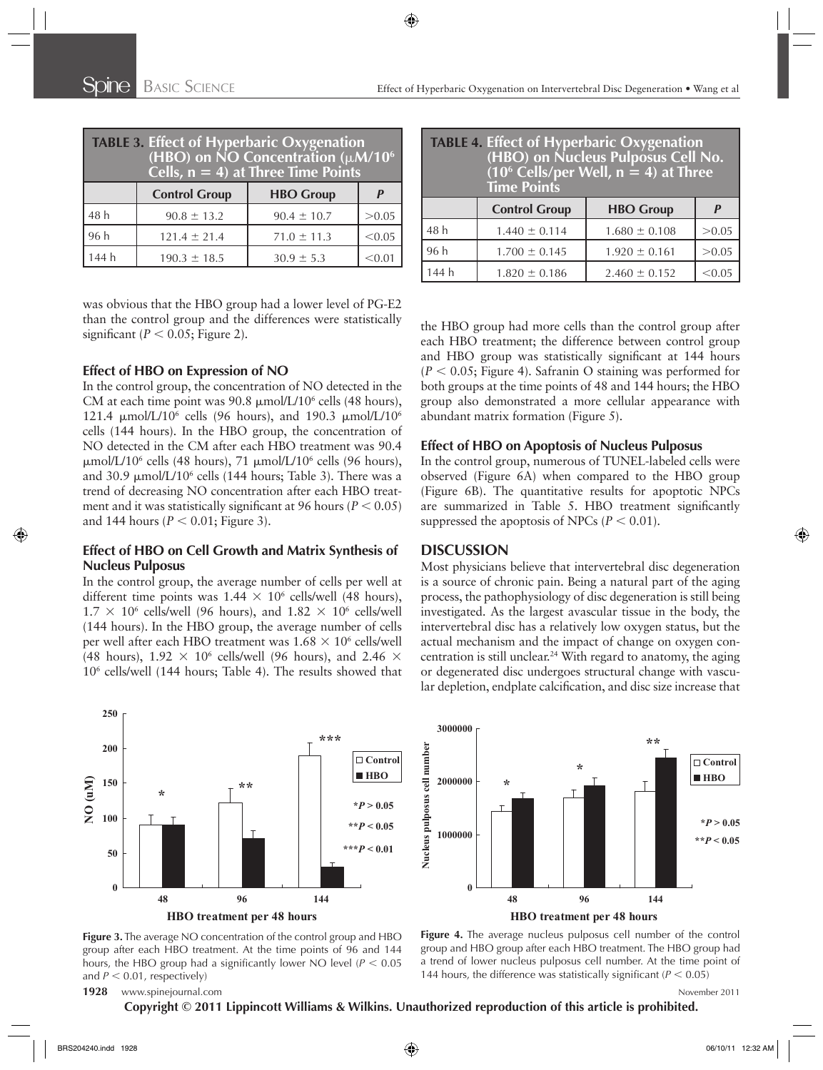**TABLE 3. Effect of Hyperbaric Oxygenation (HBO) on NO Concentration (μM/10[6] Cells, n = 4) at Three Time Points**

| | Control Group | HBO Group | P |
|---|---|---|---|
| 48 h | 90.8 ± 13.2 | 90.4 ± 10.7 | >0.05 |
| 96 h | 121.4 ± 21.4 | 71.0 ± 11.3 | <0.05 |
| 144 h | 190.3 ± 18.5 | 30.9 ± 5.3 | <0.01 |

**TABLE 4. Effect of Hyperbaric Oxygenation (HBO) on Nucleus Pulposus Cell No. (10[6] Cells/per Well, n = 4) at Three Time Points**

| | Control Group | HBO Group | P |
|---|---|---|---|
| 48 h | 1.440 ± 0.114 | 1.680 ± 0.108 | >0.05 |
| 96 h | 1.700 ± 0.145 | 1.920 ± 0.161 | >0.05 |
| 144 h | 1.820 ± 0.186 | 2.460 ± 0.152 | <0.05 |

was obvious that the HBO group had a lower level of PG-E2 than the control group and the differences were statistically significant ($P < 0.05$; Figure 2).

### Effect of HBO on Expression of NO

In the control group, the concentration of NO detected in the CM at each time point was 90.8 μmol/L/$10^6$ cells (48 hours), 121.4 μmol/L/$10^6$ cells (96 hours), and 190.3 μmol/L/$10^6$ cells (144 hours). In the HBO group, the concentration of NO detected in the CM after each HBO treatment was 90.4 μmol/L/$10^6$ cells (48 hours), 71 μmol/L/$10^6$ cells (96 hours), and 30.9 μmol/L/$10^6$ cells (144 hours; Table 3). There was a trend of decreasing NO concentration after each HBO treatment and it was statistically significant at 96 hours ($P < 0.05$) and 144 hours ($P < 0.01$; Figure 3).

### Effect of HBO on Cell Growth and Matrix Synthesis of Nucleus Pulposus

In the control group, the average number of cells per well at different time points was $1.44 \times 10^6$ cells/well (48 hours), $1.7 \times 10^6$ cells/well (96 hours), and $1.82 \times 10^6$ cells/well (144 hours). In the HBO group, the average number of cells per well after each HBO treatment was $1.68 \times 10^6$ cells/well (48 hours), $1.92 \times 10^6$ cells/well (96 hours), and $2.46 \times 10^6$ cells/well (144 hours; Table 4). The results showed that the HBO group had more cells than the control group after each HBO treatment; the difference between control group and HBO group was statistically significant at 144 hours ($P < 0.05$; Figure 4). Safranin O staining was performed for both groups at the time points of 48 and 144 hours; the HBO group also demonstrated a more cellular appearance with abundant matrix formation (Figure 5).

### Effect of HBO on Apoptosis of Nucleus Pulposus

In the control group, numerous of TUNEL-labeled cells were observed (Figure 6A) when compared to the HBO group (Figure 6B). The quantitative results for apoptotic NPCs are summarized in Table 5. HBO treatment significantly suppressed the apoptosis of NPCs ($P < 0.01$).

## DISCUSSION

Most physicians believe that intervertebral disc degeneration is a source of chronic pain. Being a natural part of the aging process, the pathophysiology of disc degeneration is still being investigated. As the largest avascular tissue in the body, the intervertebral disc has a relatively low oxygen status, but the actual mechanism and the impact of change on oxygen concentration is still unclear.[24] With regard to anatomy, the aging or degenerated disc undergoes structural change with vascular depletion, endplate calcification, and disc size increase that

**Figure 3.** The average NO concentration of the control group and HBO group after each HBO treatment. At the time points of 96 and 144 hours, the HBO group had a significantly lower NO level ($P < 0.05$ and $P < 0.01$, respectively)

**Figure 4.** The average nucleus pulposus cell number of the control group and HBO group after each HBO treatment. The HBO group had a trend of lower nucleus pulposus cell number. At the time point of 144 hours, the difference was statistically significant ($P < 0.05$)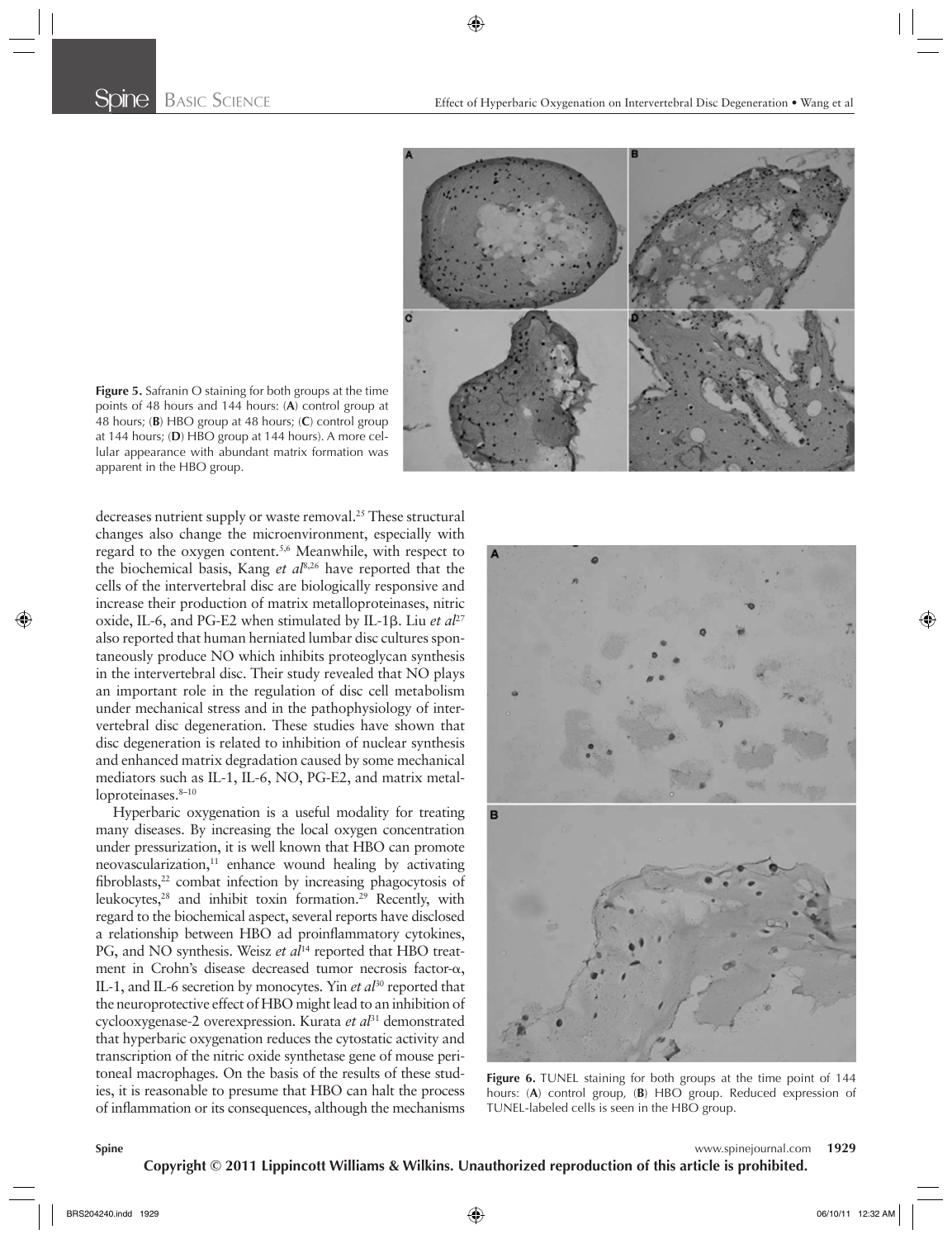**Figure 5.** Safranin O staining for both groups at the time points of 48 hours and 144 hours: (**A**) control group at 48 hours; (**B**) HBO group at 48 hours; (**C**) control group at 144 hours; (**D**) HBO group at 144 hours). A more cellular appearance with abundant matrix formation was apparent in the HBO group.

decreases nutrient supply or waste removal.[25] These structural changes also change the microenvironment, especially with regard to the oxygen content.[5,6] Meanwhile, with respect to the biochemical basis, Kang *et al*[8,26] have reported that the cells of the intervertebral disc are biologically responsive and increase their production of matrix metalloproteinases, nitric oxide, IL-6, and PG-E2 when stimulated by IL-1β. Liu *et al*[27] also reported that human herniated lumbar disc cultures spontaneously produce NO which inhibits proteoglycan synthesis in the intervertebral disc. Their study revealed that NO plays an important role in the regulation of disc cell metabolism under mechanical stress and in the pathophysiology of intervertebral disc degeneration. These studies have shown that disc degeneration is related to inhibition of nuclear synthesis and enhanced matrix degradation caused by some mechanical mediators such as IL-1, IL-6, NO, PG-E2, and matrix metalloproteinases.[8–10]

Hyperbaric oxygenation is a useful modality for treating many diseases. By increasing the local oxygen concentration under pressurization, it is well known that HBO can promote neovascularization,[11] enhance wound healing by activating fibroblasts,[22] combat infection by increasing phagocytosis of leukocytes,[28] and inhibit toxin formation.[29] Recently, with regard to the biochemical aspect, several reports have disclosed a relationship between HBO ad proinflammatory cytokines, PG, and NO synthesis. Weisz *et al*[14] reported that HBO treatment in Crohn's disease decreased tumor necrosis factor-α, IL-1, and IL-6 secretion by monocytes. Yin *et al*[30] reported that the neuroprotective effect of HBO might lead to an inhibition of cyclooxygenase-2 overexpression. Kurata *et al*[31] demonstrated that hyperbaric oxygenation reduces the cytostatic activity and transcription of the nitric oxide synthetase gene of mouse peritoneal macrophages. On the basis of the results of these studies, it is reasonable to presume that HBO can halt the process of inflammation or its consequences, although the mechanisms

**Figure 6.** TUNEL staining for both groups at the time point of 144 hours: (**A**) control group, (**B**) HBO group. Reduced expression of TUNEL-labeled cells is seen in the HBO group.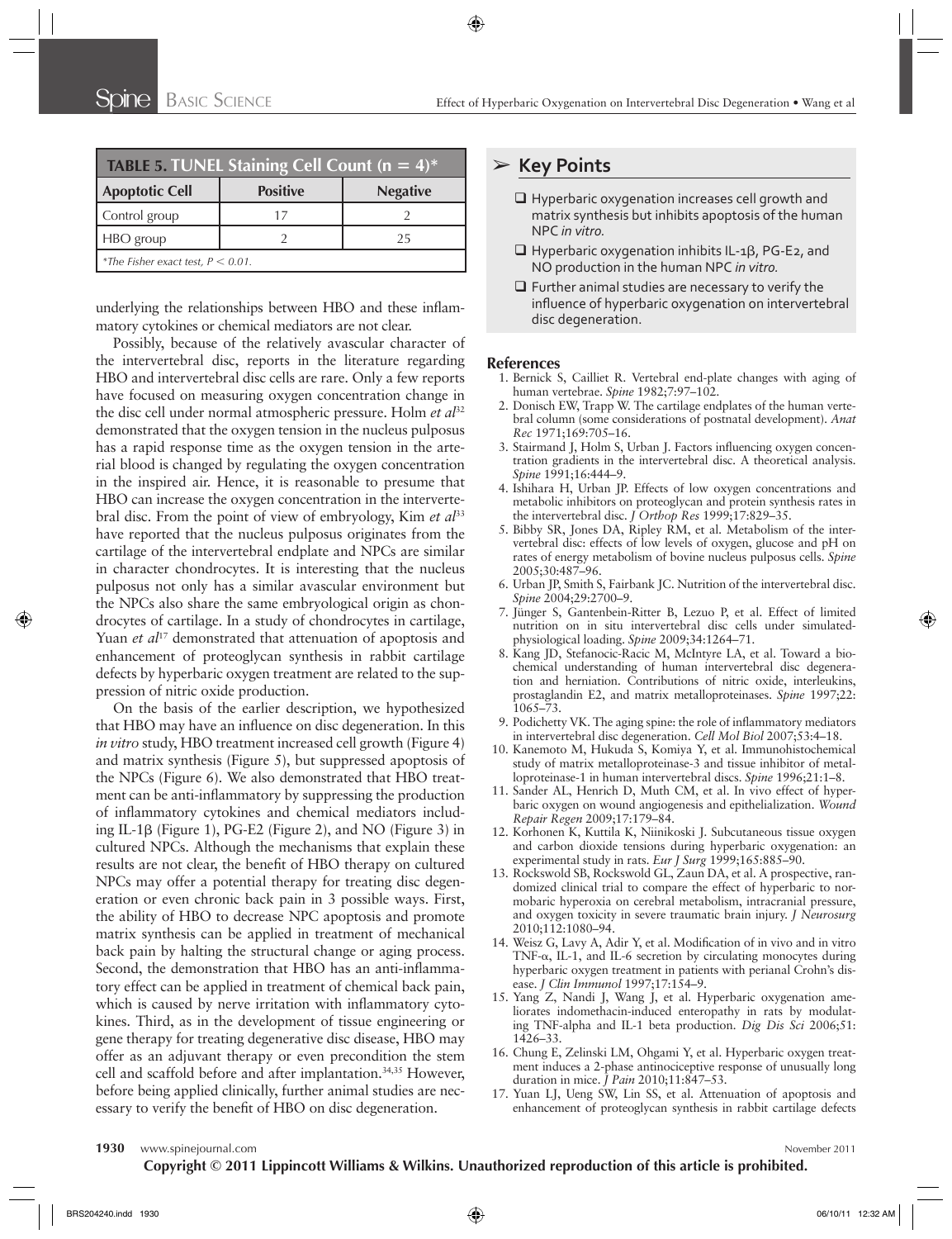**TABLE 5. TUNEL Staining Cell Count (n = 4)***

| Apoptotic Cell | Positive | Negative |
| --- | --- | --- |
| Control group | 17 | 2 |
| HBO group | 2 | 25 |

*The Fisher exact test, $P < 0.01$.

underlying the relationships between HBO and these inflammatory cytokines or chemical mediators are not clear.

Possibly, because of the relatively avascular character of the intervertebral disc, reports in the literature regarding HBO and intervertebral disc cells are rare. Only a few reports have focused on measuring oxygen concentration change in the disc cell under normal atmospheric pressure. Holm *et al*[32] demonstrated that the oxygen tension in the nucleus pulposus has a rapid response time as the oxygen tension in the arterial blood is changed by regulating the oxygen concentration in the inspired air. Hence, it is reasonable to presume that HBO can increase the oxygen concentration in the intervertebral disc. From the point of view of embryology, Kim *et al*[33] have reported that the nucleus pulposus originates from the cartilage of the intervertebral endplate and NPCs are similar in character chondrocytes. It is interesting that the nucleus pulposus not only has a similar avascular environment but the NPCs also share the same embryological origin as chondrocytes of cartilage. In a study of chondrocytes in cartilage, Yuan *et al*[17] demonstrated that attenuation of apoptosis and enhancement of proteoglycan synthesis in rabbit cartilage defects by hyperbaric oxygen treatment are related to the suppression of nitric oxide production.

On the basis of the earlier description, we hypothesized that HBO may have an influence on disc degeneration. In this *in vitro* study, HBO treatment increased cell growth (Figure 4) and matrix synthesis (Figure 5), but suppressed apoptosis of the NPCs (Figure 6). We also demonstrated that HBO treatment can be anti-inflammatory by suppressing the production of inflammatory cytokines and chemical mediators including IL-1β (Figure 1), PG-E2 (Figure 2), and NO (Figure 3) in cultured NPCs. Although the mechanisms that explain these results are not clear, the benefit of HBO therapy on cultured NPCs may offer a potential therapy for treating disc degeneration or even chronic back pain in 3 possible ways. First, the ability of HBO to decrease NPC apoptosis and promote matrix synthesis can be applied in treatment of mechanical back pain by halting the structural change or aging process. Second, the demonstration that HBO has an anti-inflammatory effect can be applied in treatment of chemical back pain, which is caused by nerve irritation with inflammatory cytokines. Third, as in the development of tissue engineering or gene therapy for treating degenerative disc disease, HBO may offer as an adjuvant therapy or even precondition the stem cell and scaffold before and after implantation.[34,35] However, before being applied clinically, further animal studies are necessary to verify the benefit of HBO on disc degeneration.

## Key Points

- ☐ Hyperbaric oxygenation increases cell growth and matrix synthesis but inhibits apoptosis of the human NPC *in vitro.*
- ☐ Hyperbaric oxygenation inhibits IL-1β, PG-E2, and NO production in the human NPC *in vitro.*
- ☐ Further animal studies are necessary to verify the influence of hyperbaric oxygenation on intervertebral disc degeneration.

## References

1. Bernick S, Cailliet R. Vertebral end-plate changes with aging of human vertebrae. *Spine* 1982;7:97–102.
2. Donisch EW, Trapp W. The cartilage endplates of the human vertebral column (some considerations of postnatal development). *Anat Rec* 1971;169:705–16.
3. Stairmand J, Holm S, Urban J. Factors influencing oxygen concentration gradients in the intervertebral disc. A theoretical analysis. *Spine* 1991;16:444–9.
4. Ishihara H, Urban JP. Effects of low oxygen concentrations and metabolic inhibitors on proteoglycan and protein synthesis rates in the intervertebral disc. *J Orthop Res* 1999;17:829–35.
5. Bibby SR, Jones DA, Ripley RM, et al. Metabolism of the intervertebral disc: effects of low levels of oxygen, glucose and pH on rates of energy metabolism of bovine nucleus pulposus cells. *Spine* 2005;30:487–96.
6. Urban JP, Smith S, Fairbank JC. Nutrition of the intervertebral disc. *Spine* 2004;29:2700–9.
7. Jünger S, Gantenbein-Ritter B, Lezuo P, et al. Effect of limited nutrition on in situ intervertebral disc cells under simulated-physiological loading. *Spine* 2009;34:1264–71.
8. Kang JD, Stefanocic-Racic M, McIntyre LA, et al. Toward a biochemical understanding of human intervertebral disc degeneration and herniation. Contributions of nitric oxide, interleukins, prostaglandin E2, and matrix metalloproteinases. *Spine* 1997;22:1065–73.
9. Podichetty VK. The aging spine: the role of inflammatory mediators in intervertebral disc degeneration. *Cell Mol Biol* 2007;53:4–18.
10. Kanemoto M, Hukuda S, Komiya Y, et al. Immunohistochemical study of matrix metalloproteinase-3 and tissue inhibitor of metalloproteinase-1 in human intervertebral discs. *Spine* 1996;21:1–8.
11. Sander AL, Henrich D, Muth CM, et al. In vivo effect of hyperbaric oxygen on wound angiogenesis and epithelialization. *Wound Repair Regen* 2009;17:179–84.
12. Korhonen K, Kuttila K, Niinikoski J. Subcutaneous tissue oxygen and carbon dioxide tensions during hyperbaric oxygenation: an experimental study in rats. *Eur J Surg* 1999;165:885–90.
13. Rockswold SB, Rockswold GL, Zaun DA, et al. A prospective, randomized clinical trial to compare the effect of hyperbaric to normobaric hyperoxia on cerebral metabolism, intracranial pressure, and oxygen toxicity in severe traumatic brain injury. *J Neurosurg* 2010;112:1080–94.
14. Weisz G, Lavy A, Adir Y, et al. Modification of in vivo and in vitro TNF-α, IL-1, and IL-6 secretion by circulating monocytes during hyperbaric oxygen treatment in patients with perianal Crohn's disease. *J Clin Immunol* 1997;17:154–9.
15. Yang Z, Nandi J, Wang J, et al. Hyperbaric oxygenation ameliorates indomethacin-induced enteropathy in rats by modulating TNF-alpha and IL-1 beta production. *Dig Dis Sci* 2006;51:1426–33.
16. Chung E, Zelinski LM, Ohgami Y, et al. Hyperbaric oxygen treatment induces a 2-phase antinociceptive response of unusually long duration in mice. *J Pain* 2010;11:847–53.
17. Yuan LJ, Ueng SW, Lin SS, et al. Attenuation of apoptosis and enhancement of proteoglycan synthesis in rabbit cartilage defects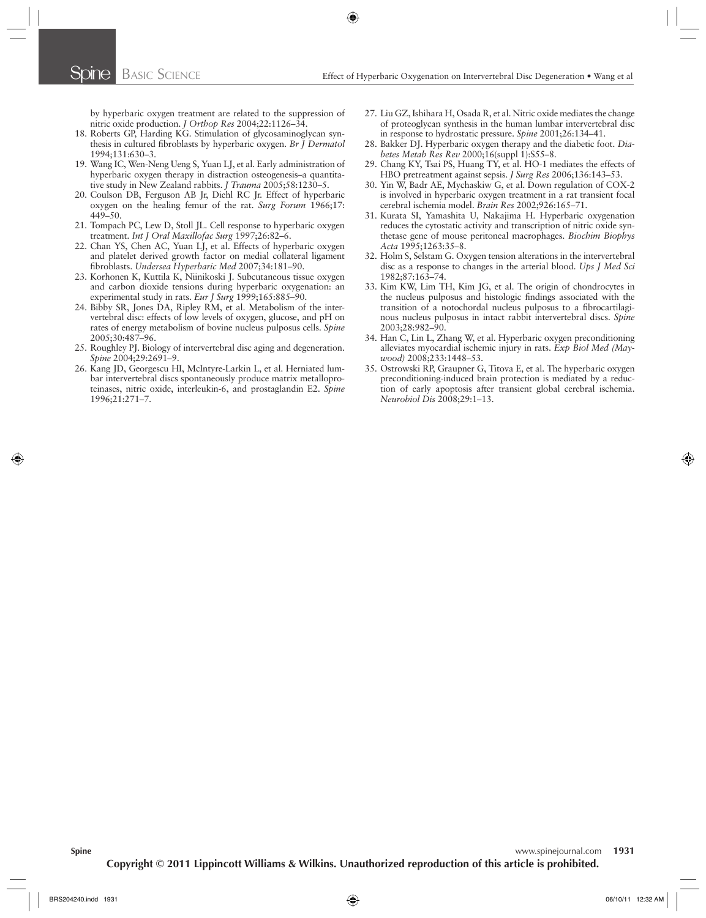by hyperbaric oxygen treatment are related to the suppression of nitric oxide production. *J Orthop Res* 2004;22:1126–34.

18. Roberts GP, Harding KG. Stimulation of glycosaminoglycan synthesis in cultured fibroblasts by hyperbaric oxygen. *Br J Dermatol* 1994;131:630–3.
19. Wang IC, Wen-Neng Ueng S, Yuan LJ, et al. Early administration of hyperbaric oxygen therapy in distraction osteogenesis–a quantitative study in New Zealand rabbits. *J Trauma* 2005;58:1230–5.
20. Coulson DB, Ferguson AB Jr, Diehl RC Jr. Effect of hyperbaric oxygen on the healing femur of the rat. *Surg Forum* 1966;17: 449–50.
21. Tompach PC, Lew D, Stoll JL. Cell response to hyperbaric oxygen treatment. *Int J Oral Maxillofac Surg* 1997;26:82–6.
22. Chan YS, Chen AC, Yuan LJ, et al. Effects of hyperbaric oxygen and platelet derived growth factor on medial collateral ligament fibroblasts. *Undersea Hyperbaric Med* 2007;34:181–90.
23. Korhonen K, Kuttila K, Niinikoski J. Subcutaneous tissue oxygen and carbon dioxide tensions during hyperbaric oxygenation: an experimental study in rats. *Eur J Surg* 1999;165:885–90.
24. Bibby SR, Jones DA, Ripley RM, et al. Metabolism of the intervertebral disc: effects of low levels of oxygen, glucose, and pH on rates of energy metabolism of bovine nucleus pulposus cells. *Spine* 2005;30:487–96.
25. Roughley PJ. Biology of intervertebral disc aging and degeneration. *Spine* 2004;29:2691–9.
26. Kang JD, Georgescu HI, McIntyre-Larkin L, et al. Herniated lumbar intervertebral discs spontaneously produce matrix metalloproteinases, nitric oxide, interleukin-6, and prostaglandin E2. *Spine* 1996;21:271–7.
27. Liu GZ, Ishihara H, Osada R, et al. Nitric oxide mediates the change of proteoglycan synthesis in the human lumbar intervertebral disc in response to hydrostatic pressure. *Spine* 2001;26:134–41.
28. Bakker DJ. Hyperbaric oxygen therapy and the diabetic foot. *Diabetes Metab Res Rev* 2000;16(suppl 1):S55–8.
29. Chang KY, Tsai PS, Huang TY, et al. HO-1 mediates the effects of HBO pretreatment against sepsis. *J Surg Res* 2006;136:143–53.
30. Yin W, Badr AE, Mychaskiw G, et al. Down regulation of COX-2 is involved in hyperbaric oxygen treatment in a rat transient focal cerebral ischemia model. *Brain Res* 2002;926:165–71.
31. Kurata SI, Yamashita U, Nakajima H. Hyperbaric oxygenation reduces the cytostatic activity and transcription of nitric oxide synthetase gene of mouse peritoneal macrophages. *Biochim Biophys Acta* 1995;1263:35–8.
32. Holm S, Selstam G. Oxygen tension alterations in the intervertebral disc as a response to changes in the arterial blood. *Ups J Med Sci* 1982;87:163–74.
33. Kim KW, Lim TH, Kim JG, et al. The origin of chondrocytes in the nucleus pulposus and histologic findings associated with the transition of a notochordal nucleus pulposus to a fibrocartilaginous nucleus pulposus in intact rabbit intervertebral discs. *Spine* 2003;28:982–90.
34. Han C, Lin L, Zhang W, et al. Hyperbaric oxygen preconditioning alleviates myocardial ischemic injury in rats. *Exp Biol Med (Maywood)* 2008;233:1448–53.
35. Ostrowski RP, Graupner G, Titova E, et al. The hyperbaric oxygen preconditioning-induced brain protection is mediated by a reduction of early apoptosis after transient global cerebral ischemia. *Neurobiol Dis* 2008;29:1–13.